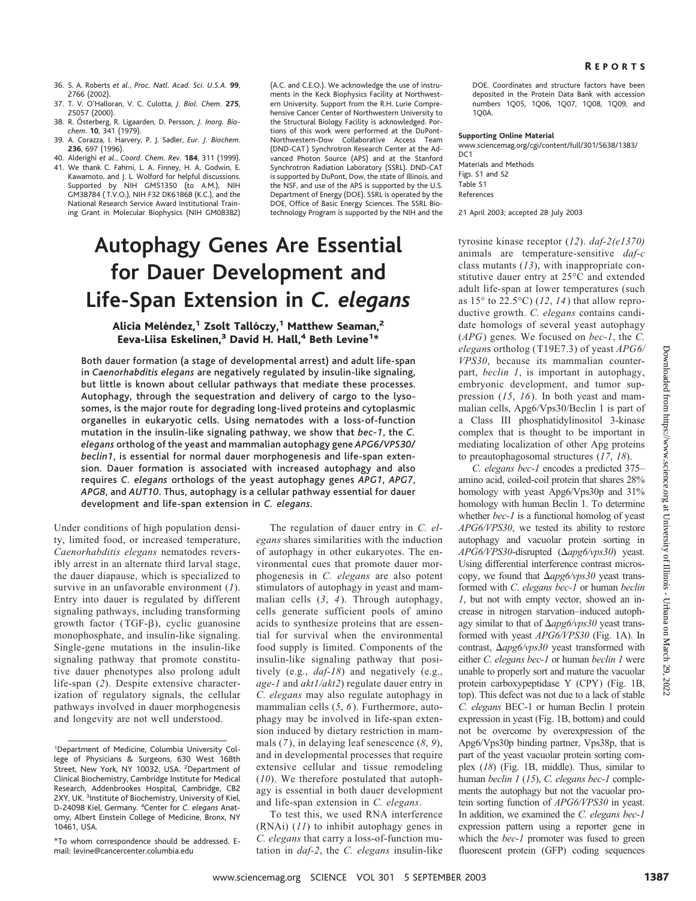36. S. A. Roberts *et al.*, *Proc. Natl. Acad. Sci. U.S.A.* **99**, 2766 (2002).
37. T. V. O'Halloran, V. C. Culotta, *J. Biol. Chem.* **275**, 25057 (2000).
38. R. Österberg, R. Ligaarden, D. Persson, *J. Inorg. Biochem.* **10**, 341 (1979).
39. A. Corazza, I. Harvery, P. J. Sadler, *Eur. J. Biochem.* **236**, 697 (1996).
40. Alderighi *et al.*, *Coord. Chem. Rev.* **184**, 311 (1999).
41. We thank C. Fahrni, L. A. Finney, H. A. Godwin, E. Kawamoto, and J. L. Wolford for helpful discussions. Supported by NIH GM51350 (to A.M.), NIH GM38784 (T.V.O.), NIH F32 DK61868 (K.C.), and the National Research Service Award Institutional Training Grant in Molecular Biophysics (NIH GM08382) (A.C. and C.E.O.). We acknowledge the use of instruments in the Keck Biophysics Facility at Northwestern University. Support from the R.H. Lurie Comprehensive Cancer Center of Northwestern University to the Structural Biology Facility is acknowledged. Portions of this work were performed at the DuPont-Northwestern-Dow Collaborative Access Team (DND-CAT) Synchrotron Research Center at the Advanced Photon Source (APS) and at the Stanford Synchrotron Radiation Laboratory (SSRL). DND-CAT is supported by DuPont, Dow, the state of Illinois, and the NSF, and use of the APS is supported by the U.S. Department of Energy (DOE). SSRL is operated by the DOE, Office of Basic Energy Sciences. The SSRL Biotechnology Program is supported by the NIH and the DOE. Coordinates and structure factors have been deposited in the Protein Data Bank with accession numbers 1Q05, 1Q06, 1Q07, 1Q08, 1Q09, and 1Q0A.

**Supporting Online Material**
www.sciencemag.org/cgi/content/full/301/5638/1383/DC1
Materials and Methods
Figs. S1 and S2
Table S1
References

21 April 2003; accepted 28 July 2003

# Autophagy Genes Are Essential for Dauer Development and Life-Span Extension in *C. elegans*

**Alicia Meléndez,[1] Zsolt Tallóczy,[1] Matthew Seaman,[2] Eeva-Liisa Eskelinen,[3] David H. Hall,[4] Beth Levine[1]***

**Both dauer formation (a stage of developmental arrest) and adult life-span in *Caenorhabditis elegans* are negatively regulated by insulin-like signaling, but little is known about cellular pathways that mediate these processes. Autophagy, through the sequestration and delivery of cargo to the lysosomes, is the major route for degrading long-lived proteins and cytoplasmic organelles in eukaryotic cells. Using nematodes with a loss-of-function mutation in the insulin-like signaling pathway, we show that *bec-1*, the *C. elegans* ortholog of the yeast and mammalian autophagy gene *APG6/VPS30/beclin1*, is essential for normal dauer morphogenesis and life-span extension. Dauer formation is associated with increased autophagy and also requires *C. elegans* orthologs of the yeast autophagy genes *APG1*, *APG7*, *APG8*, and *AUT10*. Thus, autophagy is a cellular pathway essential for dauer development and life-span extension in *C. elegans*.**

Under conditions of high population density, limited food, or increased temperature, *Caenorhabditis elegans* nematodes reversibly arrest in an alternate third larval stage, the dauer diapause, which is specialized to survive in an unfavorable environment (*1*). Entry into dauer is regulated by different signaling pathways, including transforming growth factor (TGF-β), cyclic guanosine monophosphate, and insulin-like signaling. Single-gene mutations in the insulin-like signaling pathway that promote constitutive dauer phenotypes also prolong adult life-span (*2*). Despite extensive characterization of regulatory signals, the cellular pathways involved in dauer morphogenesis and longevity are not well understood.

The regulation of dauer entry in *C. elegans* shares similarities with the induction of autophagy in other eukaryotes. The environmental cues that promote dauer morphogenesis in *C. elegans* are also potent stimulators of autophagy in yeast and mammalian cells (*3*, *4*). Through autophagy, cells generate sufficient pools of amino acids to synthesize proteins that are essential for survival when the environmental food supply is limited. Components of the insulin-like signaling pathway that positively (e.g., *daf-18*) and negatively (e.g., *age-1* and *akt1/akt2*) regulate dauer entry in *C. elegans* may also regulate autophagy in mammalian cells (*5*, *6*). Furthermore, autophagy may be involved in life-span extension induced by dietary restriction in mammals (*7*), in delaying leaf senescence (*8*, *9*), and in developmental processes that require extensive cellular and tissue remodeling (*10*). We therefore postulated that autophagy is essential in both dauer development and life-span extension in *C. elegans*.

To test this, we used RNA interference (RNAi) (*11*) to inhibit autophagy genes in *C. elegans* that carry a loss-of-function mutation in *daf-2*, the *C. elegans* insulin-like tyrosine kinase receptor (*12*). *daf-2(e1370)* animals are temperature-sensitive *daf-c* class mutants (*13*), with inappropriate constitutive dauer entry at 25°C and extended adult life-span at lower temperatures (such as 15° to 22.5°C) (*12*, *14*) that allow reproductive growth. *C. elegans* contains candidate homologs of several yeast autophagy (*APG*) genes. We focused on *bec-1*, the *C. elegans* ortholog (T19E7.3) of yeast *APG6/VPS30*, because its mammalian counterpart, *beclin 1*, is important in autophagy, embryonic development, and tumor suppression (*15*, *16*). In both yeast and mammalian cells, Apg6/Vps30/Beclin 1 is part of a Class III phosphatidylinositol 3-kinase complex that is thought to be important in mediating localization of other Apg proteins to preautophagosomal structures (*17*, *18*).

*C. elegans bec-1* encodes a predicted 375–amino acid, coiled-coil protein that shares 28% homology with yeast Apg6/Vps30p and 31% homology with human Beclin 1. To determine whether *bec-1* is a functional homolog of yeast *APG6/VPS30*, we tested its ability to restore autophagy and vacuolar protein sorting in *APG6/VPS30*-disrupted (Δ*apg6/vps30*) yeast. Using differential interference contrast microscopy, we found that Δ*apg6/vps30* yeast transformed with *C. elegans bec-1* or human *beclin 1*, but not with empty vector, showed an increase in nitrogen starvation–induced autophagy similar to that of Δ*apg6/vps30* yeast transformed with yeast *APG6/VPS30* (Fig. 1A). In contrast, Δ*apg6/vps30* yeast transformed with either *C. elegans bec-1* or human *beclin 1* were unable to properly sort and mature the vacuolar protein carboxypeptidase Y (CPY) (Fig. 1B, top). This defect was not due to a lack of stable *C. elegans* BEC-1 or human Beclin 1 protein expression in yeast (Fig. 1B, bottom) and could not be overcome by overexpression of the Apg6/Vps30p binding partner, Vps38p, that is part of the yeast vacuolar protein sorting complex (*18*) (Fig. 1B, middle). Thus, similar to human *beclin 1* (*15*), *C. elegans bec-1* complements the autophagy but not the vacuolar protein sorting function of *APG6/VPS30* in yeast. In addition, we examined the *C. elegans bec-1* expression pattern using a reporter gene in which the *bec-1* promoter was fused to green fluorescent protein (GFP) coding sequences

---

[1]Department of Medicine, Columbia University College of Physicians & Surgeons, 630 West 168th Street, New York, NY 10032, USA. [2]Department of Clinical Biochemistry, Cambridge Institute for Medical Research, Addenbrookes Hospital, Cambridge, CB2 2XY, UK. [3]Institute of Biochemistry, University of Kiel, D-24098 Kiel, Germany. [4]Center for *C. elegans* Anatomy, Albert Einstein College of Medicine, Bronx, NY 10461, USA.

*To whom correspondence should be addressed. E-mail: levine@cancercenter.columbia.edu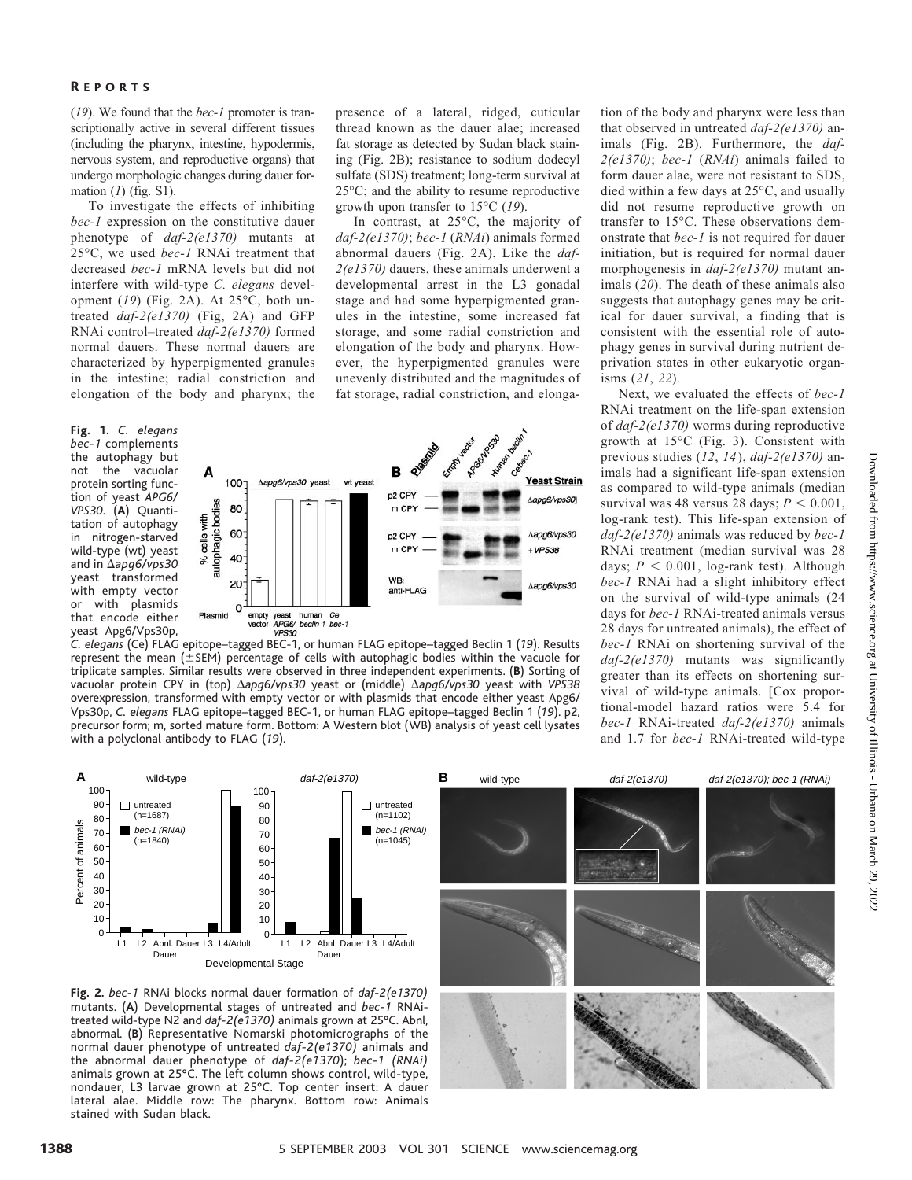(*19*). We found that the *bec-1* promoter is transcriptionally active in several different tissues (including the pharynx, intestine, hypodermis, nervous system, and reproductive organs) that undergo morphologic changes during dauer formation (*1*) (fig. S1).

To investigate the effects of inhibiting *bec-1* expression on the constitutive dauer phenotype of *daf-2(e1370)* mutants at 25°C, we used *bec-1* RNAi treatment that decreased *bec-1* mRNA levels but did not interfere with wild-type *C. elegans* development (*19*) (Fig. 2A). At 25°C, both untreated *daf-2(e1370)* (Fig, 2A) and GFP RNAi control–treated *daf-2(e1370)* formed normal dauers. These normal dauers are characterized by hyperpigmented granules in the intestine; radial constriction and elongation of the body and pharynx; the presence of a lateral, ridged, cuticular thread known as the dauer alae; increased fat storage as detected by Sudan black staining (Fig. 2B); resistance to sodium dodecyl sulfate (SDS) treatment; long-term survival at 25°C; and the ability to resume reproductive growth upon transfer to 15°C (*19*).

In contrast, at 25°C, the majority of *daf-2(e1370)*; *bec-1* (*RNAi*) animals formed abnormal dauers (Fig. 2A). Like the *daf-2(e1370)* dauers, these animals underwent a developmental arrest in the L3 gonadal stage and had some hyperpigmented granules in the intestine, some increased fat storage, and some radial constriction and elongation of the body and pharynx. However, the hyperpigmented granules were unevenly distributed and the magnitudes of fat storage, radial constriction, and elongation of the body and pharynx were less than that observed in untreated *daf-2(e1370)* animals (Fig. 2B). Furthermore, the *daf-2(e1370)*; *bec-1* (*RNAi*) animals failed to form dauer alae, were not resistant to SDS, died within a few days at 25°C, and usually did not resume reproductive growth on transfer to 15°C. These observations demonstrate that *bec-1* is not required for dauer initiation, but is required for normal dauer morphogenesis in *daf-2(e1370)* mutant animals (*20*). The death of these animals also suggests that autophagy genes may be critical for dauer survival, a finding that is consistent with the essential role of autophagy genes in survival during nutrient deprivation states in other eukaryotic organisms (*21*, *22*).

Next, we evaluated the effects of *bec-1* RNAi treatment on the life-span extension of *daf-2(e1370)* worms during reproductive growth at 15°C (Fig. 3). Consistent with previous studies (*12*, *14*), *daf-2(e1370)* animals had a significant life-span extension as compared to wild-type animals (median survival was 48 versus 28 days; $P < 0.001$, log-rank test). This life-span extension of *daf-2(e1370)* animals was reduced by *bec-1* RNAi treatment (median survival was 28 days; $P < 0.001$, log-rank test). Although *bec-1* RNAi had a slight inhibitory effect on the survival of wild-type animals (24 days for *bec-1* RNAi-treated animals versus 28 days for untreated animals), the effect of *bec-1* RNAi on shortening survival of the *daf-2(e1370)* mutants was significantly greater than its effects on shortening survival of wild-type animals. [Cox proportional-model hazard ratios were 5.4 for *bec-1* RNAi-treated *daf-2(e1370)* animals and 1.7 for *bec-1* RNAi-treated wild-type

**Fig. 1.** *C. elegans bec-1* complements the autophagy but not the vacuolar protein sorting function of yeast *APG6/VPS30*. (**A**) Quantitation of autophagy in nitrogen-starved wild-type (wt) yeast and in Δ*apg6/vps30* yeast transformed with empty vector or with plasmids that encode either yeast Apg6/Vps30p, *C. elegans* (Ce) FLAG epitope–tagged BEC-1, or human FLAG epitope–tagged Beclin 1 (*19*). Results represent the mean (±SEM) percentage of cells with autophagic bodies within the vacuole for triplicate samples. Similar results were observed in three independent experiments. (**B**) Sorting of vacuolar protein CPY in (top) Δ*apg6/vps30* yeast or (middle) Δ*apg6/vps30* yeast with *VPS38* overexpression, transformed with empty vector or with plasmids that encode either yeast Apg6/Vps30p, *C. elegans* FLAG epitope–tagged BEC-1, or human FLAG epitope–tagged Beclin 1 (*19*). p2, precursor form; m, sorted mature form. Bottom: A Western blot (WB) analysis of yeast cell lysates with a polyclonal antibody to FLAG (*19*).

**Fig. 2.** *bec-1* RNAi blocks normal dauer formation of *daf-2(e1370)* mutants. (**A**) Developmental stages of untreated and *bec-1* RNAi-treated wild-type N2 and *daf-2(e1370)* animals grown at 25°C. Abnl, abnormal. (**B**) Representative Nomarski photomicrographs of the normal dauer phenotype of untreated *daf-2(e1370)* animals and the abnormal dauer phenotype of *daf-2(e1370)*; *bec-1 (RNAi)* animals grown at 25°C. The left column shows control, wild-type, nondauer, L3 larvae grown at 25°C. Top center insert: A dauer lateral alae. Middle row: The pharynx. Bottom row: Animals stained with Sudan black.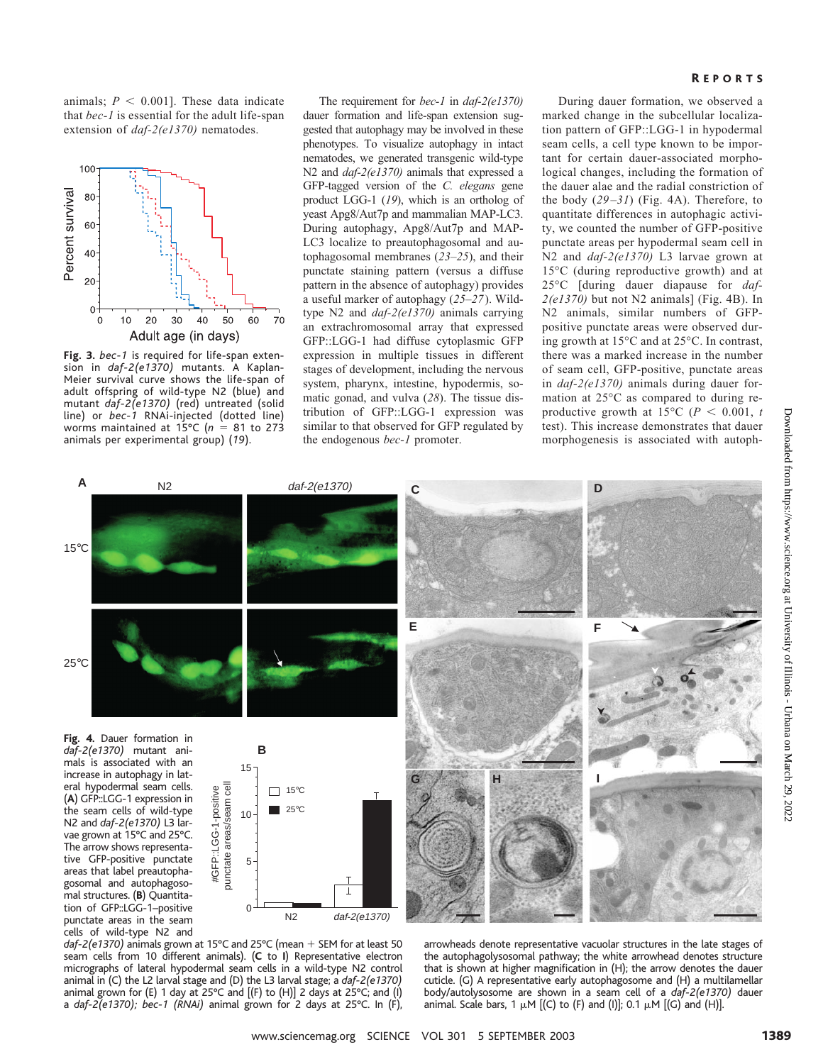animals; $P < 0.001$]. These data indicate that *bec-1* is essential for the adult life-span extension of *daf-2(e1370)* nematodes.

**Fig. 3.** *bec-1* is required for life-span extension in *daf-2(e1370)* mutants. A Kaplan-Meier survival curve shows the life-span of adult offspring of wild-type N2 (blue) and mutant *daf-2(e1370)* (red) untreated (solid line) or *bec-1* RNAi-injected (dotted line) worms maintained at 15°C ($n$ = 81 to 273 animals per experimental group) (*19*).

The requirement for *bec-1* in *daf-2(e1370)* dauer formation and life-span extension suggested that autophagy may be involved in these phenotypes. To visualize autophagy in intact nematodes, we generated transgenic wild-type N2 and *daf-2(e1370)* animals that expressed a GFP-tagged version of the *C. elegans* gene product LGG-1 (*19*), which is an ortholog of yeast Apg8/Aut7p and mammalian MAP-LC3. During autophagy, Apg8/Aut7p and MAP-LC3 localize to preautophagosomal and autophagosomal membranes (*23–25*), and their punctate staining pattern (versus a diffuse pattern in the absence of autophagy) provides a useful marker of autophagy (*25–27*). Wild-type N2 and *daf-2(e1370)* animals carrying an extrachromosomal array that expressed GFP::LGG-1 had diffuse cytoplasmic GFP expression in multiple tissues in different stages of development, including the nervous system, pharynx, intestine, hypodermis, somatic gonad, and vulva (*28*). The tissue distribution of GFP::LGG-1 expression was similar to that observed for GFP regulated by the endogenous *bec-1* promoter.

During dauer formation, we observed a marked change in the subcellular localization pattern of GFP::LGG-1 in hypodermal seam cells, a cell type known to be important for certain dauer-associated morphological changes, including the formation of the dauer alae and the radial constriction of the body (*29–31*) (Fig. 4A). Therefore, to quantitate differences in autophagic activity, we counted the number of GFP-positive punctate areas per hypodermal seam cell in N2 and *daf-2(e1370)* L3 larvae grown at 15°C (during reproductive growth) and at 25°C [during dauer diapause for *daf-2(e1370)* but not N2 animals] (Fig. 4B). In N2 animals, similar numbers of GFP-positive punctate areas were observed during growth at 15°C and at 25°C. In contrast, there was a marked increase in the number of seam cell, GFP-positive, punctate areas in *daf-2(e1370)* animals during dauer formation at 25°C as compared to during reproductive growth at 15°C ($P < 0.001$, $t$ test). This increase demonstrates that dauer morphogenesis is associated with autoph-

**Fig. 4.** Dauer formation in *daf-2(e1370)* mutant animals is associated with an increase in autophagy in lateral hypodermal seam cells. (**A**) GFP::LGG-1 expression in the seam cells of wild-type N2 and *daf-2(e1370)* L3 larvae grown at 15°C and 25°C. The arrow shows representative GFP-positive punctate areas that label preautophagosomal and autophagosomal structures. (**B**) Quantitation of GFP::LGG-1–positive punctate areas in the seam cells of wild-type N2 and *daf-2(e1370)* animals grown at 15°C and 25°C (mean + SEM for at least 50 seam cells from 10 different animals). (**C** to **I**) Representative electron micrographs of lateral hypodermal seam cells in a wild-type N2 control animal in (C) the L2 larval stage and (D) the L3 larval stage; a *daf-2(e1370)* animal grown for (E) 1 day at 25°C and [(F) to (H)] 2 days at 25°C; and (I) a *daf-2(e1370); bec-1 (RNAi)* animal grown for 2 days at 25°C. In (F), arrowheads denote representative vacuolar structures in the late stages of the autophagolysosomal pathway; the white arrowhead denotes structure that is shown at higher magnification in (H); the arrow denotes the dauer cuticle. (G) A representative early autophagosome and (H) a multilamellar body/autolysosome are shown in a seam cell of a *daf-2(e1370)* dauer animal. Scale bars, 1 μM [(C) to (F) and (I)]; 0.1 μM [(G) and (H)].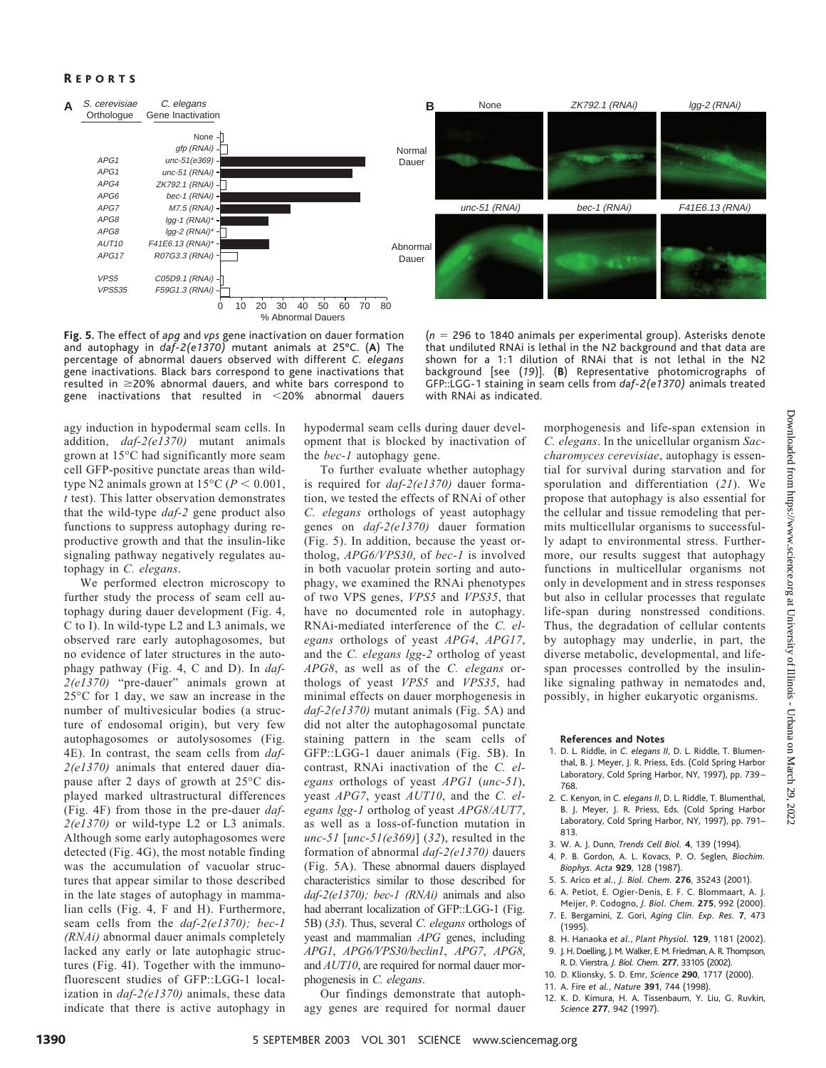**Fig. 5.** The effect of *apg* and *vps* gene inactivation on dauer formation and autophagy in *daf-2(e1370)* mutant animals at 25°C. (**A**) The percentage of abnormal dauers observed with different *C. elegans* gene inactivations. Black bars correspond to gene inactivations that resulted in ≥20% abnormal dauers, and white bars correspond to gene inactivations that resulted in <20% abnormal dauers ($n$ = 296 to 1840 animals per experimental group). Asterisks denote that undiluted RNAi is lethal in the N2 background and that data are shown for a 1:1 dilution of RNAi that is not lethal in the N2 background [see (*19*)]. (**B**) Representative photomicrographs of GFP::LGG-1 staining in seam cells from *daf-2(e1370)* animals treated with RNAi as indicated.

agy induction in hypodermal seam cells. In addition, *daf-2(e1370)* mutant animals grown at 15°C had significantly more seam cell GFP-positive punctate areas than wild-type N2 animals grown at 15°C ($P < 0.001$, $t$ test). This latter observation demonstrates that the wild-type *daf-2* gene product also functions to suppress autophagy during reproductive growth and that the insulin-like signaling pathway negatively regulates autophagy in *C. elegans*.

We performed electron microscopy to further study the process of seam cell autophagy during dauer development (Fig. 4, C to I). In wild-type L2 and L3 animals, we observed rare early autophagosomes, but no evidence of later structures in the autophagy pathway (Fig. 4, C and D). In *daf-2(e1370)* "pre-dauer" animals grown at 25°C for 1 day, we saw an increase in the number of multivesicular bodies (a structure of endosomal origin), but very few autophagosomes or autolysosomes (Fig. 4E). In contrast, the seam cells from *daf-2(e1370)* animals that entered dauer diapause after 2 days of growth at 25°C displayed marked ultrastructural differences (Fig. 4F) from those in the pre-dauer *daf-2(e1370)* or wild-type L2 or L3 animals. Although some early autophagosomes were detected (Fig. 4G), the most notable finding was the accumulation of vacuolar structures that appear similar to those described in the late stages of autophagy in mammalian cells (Fig. 4, F and H). Furthermore, seam cells from the *daf-2(e1370); bec-1 (RNAi)* abnormal dauer animals completely lacked any early or late autophagic structures (Fig. 4I). Together with the immunofluorescent studies of GFP::LGG-1 localization in *daf-2(e1370)* animals, these data indicate that there is active autophagy in hypodermal seam cells during dauer development that is blocked by inactivation of the *bec-1* autophagy gene.

To further evaluate whether autophagy is required for *daf-2(e1370)* dauer formation, we tested the effects of RNAi of other *C. elegans* orthologs of yeast autophagy genes on *daf-2(e1370)* dauer formation (Fig. 5). In addition, because the yeast ortholog, *APG6/VPS30*, of *bec-1* is involved in both vacuolar protein sorting and autophagy, we examined the RNAi phenotypes of two VPS genes, *VPS5* and *VPS35*, that have no documented role in autophagy. RNAi-mediated interference of the *C. elegans* orthologs of yeast *APG4*, *APG17*, and the *C. elegans lgg-2* ortholog of yeast *APG8*, as well as of the *C. elegans* orthologs of yeast *VPS5* and *VPS35*, had minimal effects on dauer morphogenesis in *daf-2(e1370)* mutant animals (Fig. 5A) and did not alter the autophagosomal punctate staining pattern in the seam cells of GFP::LGG-1 dauer animals (Fig. 5B). In contrast, RNAi inactivation of the *C. elegans* orthologs of yeast *APG1* (*unc-51*), yeast *APG7*, yeast *AUT10*, and the *C. elegans lgg-1* ortholog of yeast *APG8/AUT7*, as well as a loss-of-function mutation in *unc-51* [*unc-51(e369)*] (*32*), resulted in the formation of abnormal *daf-2(e1370)* dauers (Fig. 5A). These abnormal dauers displayed characteristics similar to those described for *daf-2(e1370); bec-1 (RNAi)* animals and also had aberrant localization of GFP::LGG-1 (Fig. 5B) (*33*). Thus, several *C. elegans* orthologs of yeast and mammalian *APG* genes, including *APG1*, *APG6/VPS30/beclin1*, *APG7*, *APG8*, and *AUT10*, are required for normal dauer morphogenesis in *C. elegans*.

Our findings demonstrate that autophagy genes are required for normal dauer morphogenesis and life-span extension in *C. elegans*. In the unicellular organism *Saccharomyces cerevisiae*, autophagy is essential for survival during starvation and for sporulation and differentiation (*21*). We propose that autophagy is also essential for the cellular and tissue remodeling that permits multicellular organisms to successfully adapt to environmental stress. Furthermore, our results suggest that autophagy functions in multicellular organisms not only in development and in stress responses but also in cellular processes that regulate life-span during nonstressed conditions. Thus, the degradation of cellular contents by autophagy may underlie, in part, the diverse metabolic, developmental, and life-span processes controlled by the insulin-like signaling pathway in nematodes and, possibly, in higher eukaryotic organisms.

**References and Notes**

1. D. L. Riddle, in *C. elegans II*, D. L. Riddle, T. Blumenthal, B. J. Meyer, J. R. Priess, Eds. (Cold Spring Harbor Laboratory, Cold Spring Harbor, NY, 1997), pp. 739–768.
2. C. Kenyon, in *C. elegans II*, D. L. Riddle, T. Blumenthal, B. J. Meyer, J. R. Priess, Eds. (Cold Spring Harbor Laboratory, Cold Spring Harbor, NY, 1997), pp. 791–813.
3. W. A. J. Dunn, *Trends Cell Biol.* **4**, 139 (1994).
4. P. B. Gordon, A. L. Kovacs, P. O. Seglen, *Biochim. Biophys. Acta* **929**, 128 (1987).
5. S. Arico *et al.*, *J. Biol. Chem.* **276**, 35243 (2001).
6. A. Petiot, E. Ogier-Denis, E. F. C. Blommaart, A. J. Meijer, P. Codogno, *J. Biol. Chem.* **275**, 992 (2000).
7. E. Bergamini, Z. Gori, *Aging Clin. Exp. Res.* **7**, 473 (1995).
8. H. Hanaoka *et al.*, *Plant Physiol.* **129**, 1181 (2002).
9. J. H. Doelling, J. M. Walker, E. M. Friedman, A. R. Thompson, R. D. Vierstra, *J. Biol. Chem.* **277**, 33105 (2002).
10. D. Klionsky, S. D. Emr, *Science* **290**, 1717 (2000).
11. A. Fire *et al.*, *Nature* **391**, 744 (1998).
12. K. D. Kimura, H. A. Tissenbaum, Y. Liu, G. Ruvkin, *Science* **277**, 942 (1997).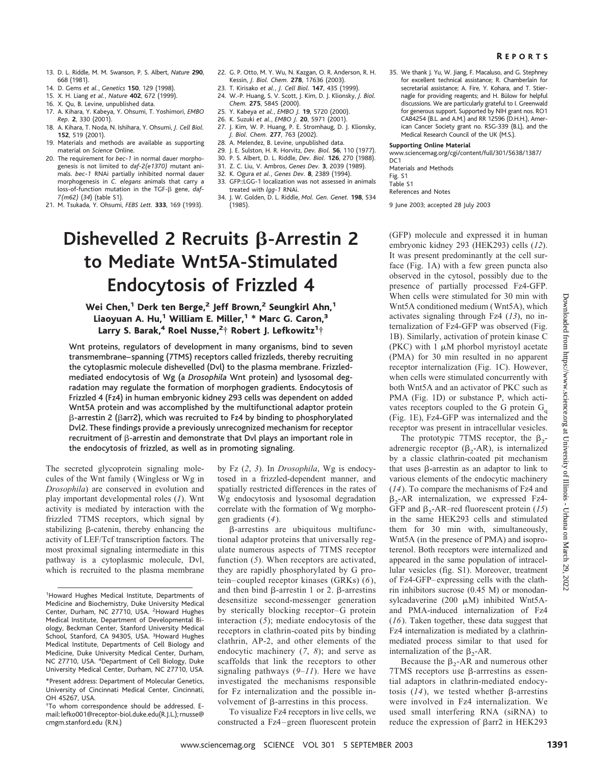13. D. L. Riddle, M. M. Swanson, P. S. Albert, *Nature* **290**, 668 (1981).
14. D. Gems *et al.*, *Genetics* **150**, 129 (1998).
15. X. H. Liang *et al.*, *Nature* **402**, 672 (1999).
16. X. Qu, B. Levine, unpublished data.
17. A. Kihara, Y. Kabeya, Y. Ohsumi, T. Yoshimori, *EMBO Rep.* **2**, 330 (2001).
18. A. Kihara, T. Noda, N. Ishihara, Y. Ohsumi, *J. Cell Biol.* **152**, 519 (2001).
19. Materials and methods are available as supporting material on *Science* Online.
20. The requirement for *bec-1* in normal dauer morphogenesis is not limited to *daf-2(e1370)* mutant animals. *bec-1* RNAi partially inhibited normal dauer morphogenesis in *C. elegans* animals that carry a loss-of-function mutation in the TGF-β gene, *daf-7(m62)* (*34*) (table S1).
21. M. Tsukada, Y. Ohsumi, *FEBS Lett.* **333**, 169 (1993).
22. G. P. Otto, M. Y. Wu, N. Kazgan, O. R. Anderson, R. H. Kessin, *J. Biol. Chem.* **278**, 17636 (2003).
23. T. Kirisako *et al.*, *J. Cell Biol.* **147**, 435 (1999).
24. W.-P. Huang, S. V. Scott, J. Kim, D. J. Klionsky, *J. Biol. Chem.* **275**, 5845 (2000).
25. Y. Kabeya *et al.*, *EMBO J.* **19**, 5720 (2000).
26. K. Suzuki *et al.*, *EMBO J.* **20**, 5971 (2001).
27. J. Kim, W. P. Huang, P. E. Stromhaug, D. J. Klionsky, *J. Biol. Chem.* **277**, 763 (2002).
28. A. Melendez, B. Levine, unpublished data.
29. J. E. Sulston, H. R. Horvitz, *Dev. Biol.* **56**, 110 (1977).
30. P. S. Albert, D. L. Riddle, *Dev. Biol.* **126**, 270 (1988).
31. Z. C. Liu, V. Ambros, *Genes Dev.* **3**, 2039 (1989).
32. K. Ogura *et al.*, *Genes Dev.* **8**, 2389 (1994).
33. GFP::LGG-1 localization was not assessed in animals treated with *lgg-1* RNAi.
34. J. W. Golden, D. L. Riddle, *Mol. Gen. Genet.* **198**, 534 (1985).
35. We thank J. Yu, W. Jiang, F. Macaluso, and G. Stephney for excellent technical assistance; R. Chamberlain for secretarial assistance; A. Fire, Y. Kohara, and T. Stiernagle for providing reagents; and H. Bülow for helpful discussions. We are particularly grateful to I. Greenwald for generous support. Supported by NIH grant nos. RO1 CA84254 (B.L. and A.M.) and RR 12596 (D.H.H.), American Cancer Society grant no. RSG-339 (B.L), and the Medical Research Council of the UK (M.S.).

**Supporting Online Material**
www.sciencemag.org/cgi/content/full/301/5638/1387/DC1
Materials and Methods
Fig. S1
Table S1
References and Notes

9 June 2003; accepted 28 July 2003

# Dishevelled 2 Recruits β-Arrestin 2 to Mediate Wnt5A-Stimulated Endocytosis of Frizzled 4

**Wei Chen,[1] Derk ten Berge,[2] Jeff Brown,[2] Seungkirl Ahn,[1] Liaoyuan A. Hu,[1] William E. Miller,[1]\* Marc G. Caron,[3] Larry S. Barak,[4] Roel Nusse,[2]† Robert J. Lefkowitz[1]†**

**Wnt proteins, regulators of development in many organisms, bind to seven transmembrane–spanning (7TMS) receptors called frizzleds, thereby recruiting the cytoplasmic molecule dishevelled (Dvl) to the plasma membrane. Frizzled-mediated endocytosis of Wg (a *Drosophila* Wnt protein) and lysosomal degradation may regulate the formation of morphogen gradients. Endocytosis of Frizzled 4 (Fz4) in human embryonic kidney 293 cells was dependent on added Wnt5A protein and was accomplished by the multifunctional adaptor protein β-arrestin 2 (βarr2), which was recruited to Fz4 by binding to phosphorylated Dvl2. These findings provide a previously unrecognized mechanism for receptor recruitment of β-arrestin and demonstrate that Dvl plays an important role in the endocytosis of frizzled, as well as in promoting signaling.**

The secreted glycoprotein signaling molecules of the Wnt family (Wingless or Wg in *Drosophila*) are conserved in evolution and play important developmental roles (*1*). Wnt activity is mediated by interaction with the frizzled 7TMS receptors, which signal by stabilizing β-catenin, thereby enhancing the activity of LEF/Tcf transcription factors. The most proximal signaling intermediate in this pathway is a cytoplasmic molecule, Dvl, which is recruited to the plasma membrane by Fz (*2*, *3*). In *Drosophila*, Wg is endocytosed in a frizzled-dependent manner, and spatially restricted differences in the rates of Wg endocytosis and lysosomal degradation correlate with the formation of Wg morphogen gradients (*4*).

β-arrestins are ubiquitous multifunctional adaptor proteins that universally regulate numerous aspects of 7TMS receptor function (*5*). When receptors are activated, they are rapidly phosphorylated by G protein–coupled receptor kinases (GRKs) (*6*), and then bind β-arrestin 1 or 2. β-arrestins desensitize second-messenger generation by sterically blocking receptor–G protein interaction (*5*); mediate endocytosis of the receptors in clathrin-coated pits by binding clathrin, AP-2, and other elements of the endocytic machinery (*7*, *8*); and serve as scaffolds that link the receptors to other signaling pathways (*9*–*11*). Here we have investigated the mechanisms responsible for Fz internalization and the possible involvement of β-arrestins in this process.

To visualize Fz4 receptors in live cells, we constructed a Fz4–green fluorescent protein (GFP) molecule and expressed it in human embryonic kidney 293 (HEK293) cells (*12*). It was present predominantly at the cell surface (Fig. 1A) with a few green puncta also observed in the cytosol, possibly due to the presence of partially processed Fz4-GFP. When cells were stimulated for 30 min with Wnt5A conditioned medium (Wnt5A), which activates signaling through Fz4 (*13*), no internalization of Fz4-GFP was observed (Fig. 1B). Similarly, activation of protein kinase C (PKC) with 1 μM phorbol myristoyl acetate (PMA) for 30 min resulted in no apparent receptor internalization (Fig. 1C). However, when cells were stimulated concurrently with both Wnt5A and an activator of PKC such as PMA (Fig. 1D) or substance P, which activates receptors coupled to the G protein $G_q$ (Fig. 1E), Fz4-GFP was internalized and the receptor was present in intracellular vesicles.

The prototypic 7TMS receptor, the $\beta_2$-adrenergic receptor ($\beta_2$-AR), is internalized by a classic clathrin-coated pit mechanism that uses β-arrestin as an adaptor to link to various elements of the endocytic machinery (*14*). To compare the mechanisms of Fz4 and $\beta_2$-AR internalization, we expressed Fz4-GFP and $\beta_2$-AR–red fluorescent protein (*15*) in the same HEK293 cells and stimulated them for 30 min with, simultaneously, Wnt5A (in the presence of PMA) and isoproterenol. Both receptors were internalized and appeared in the same population of intracellular vesicles (fig. S1). Moreover, treatment of Fz4-GFP–expressing cells with the clathrin inhibitors sucrose (0.45 M) or monodansylcadaverine (200 μM) inhibited Wnt5A- and PMA-induced internalization of Fz4 (*16*). Taken together, these data suggest that Fz4 internalization is mediated by a clathrin-mediated process similar to that used for internalization of the $\beta_2$-AR.

Because the $\beta_2$-AR and numerous other 7TMS receptors use β-arrrestins as essential adaptors in clathrin-mediated endocytosis (*14*), we tested whether β-arrestins were involved in Fz4 internalization. We used small interfering RNA (siRNA) to reduce the expression of βarr2 in HEK293

[1]Howard Hughes Medical Institute, Departments of Medicine and Biochemistry, Duke University Medical Center, Durham, NC 27710, USA. [2]Howard Hughes Medical Institute, Department of Developmental Biology, Beckman Center, Stanford University Medical School, Stanford, CA 94305, USA. [3]Howard Hughes Medical Institute, Departments of Cell Biology and Medicine, Duke University Medical Center, Durham, NC 27710, USA. [4]Department of Cell Biology, Duke University Medical Center, Durham, NC 27710, USA.

\*Present address: Department of Molecular Genetics, University of Cincinnati Medical Center, Cincinnati, OH 45267, USA.

†To whom correspondence should be addressed. E-mail: lefko001@receptor-biol.duke.edu (R.J.L.); rnusse@cmgm.stanford.edu (R.N.)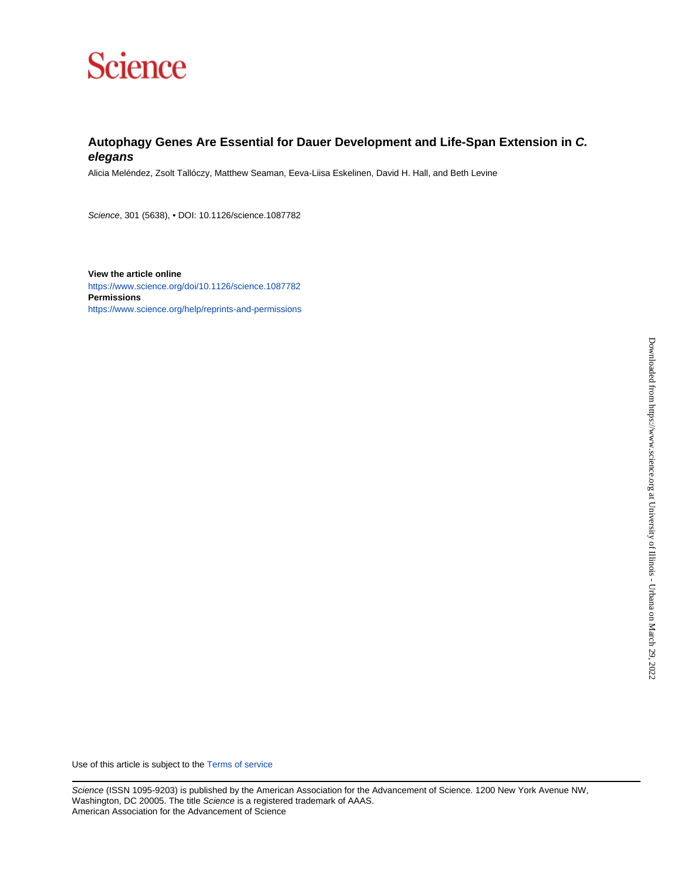# Autophagy Genes Are Essential for Dauer Development and Life-Span Extension in *C. elegans*

Alicia Meléndez, Zsolt Tallóczy, Matthew Seaman, Eeva-Liisa Eskelinen, David H. Hall, and Beth Levine

*Science*, 301 (5638), • DOI: 10.1126/science.1087782

**View the article online**
https://www.science.org/doi/10.1126/science.1087782
**Permissions**
https://www.science.org/help/reprints-and-permissions

Use of this article is subject to the Terms of service

*Science* (ISSN 1095-9203) is published by the American Association for the Advancement of Science. 1200 New York Avenue NW, Washington, DC 20005. The title *Science* is a registered trademark of AAAS.
American Association for the Advancement of Science